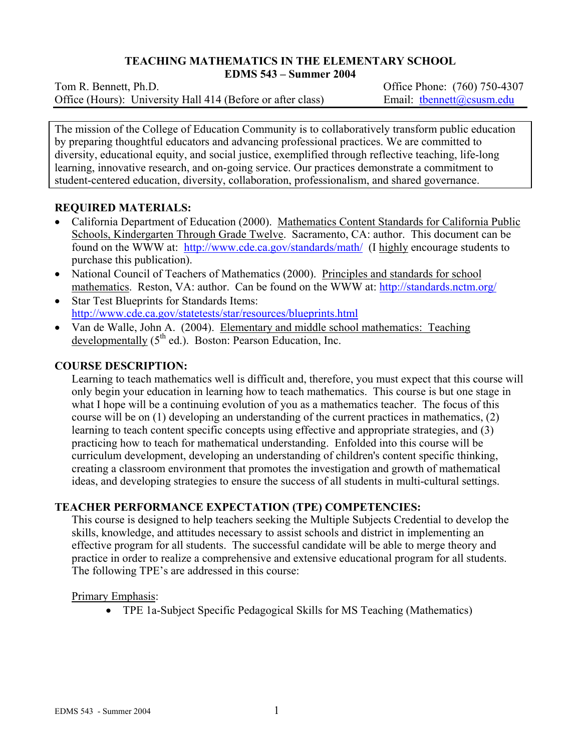# TEACHING MATHEMATICS IN THE ELEMENTARY SCHOOL
## EDMS 543 – Summer 2004

Tom R. Bennett, Ph.D. — Office Phone: (760) 750-4307
Office (Hours): University Hall 414 (Before or after class) — Email: tbennett@csusm.edu

The mission of the College of Education Community is to collaboratively transform public education by preparing thoughtful educators and advancing professional practices. We are committed to diversity, educational equity, and social justice, exemplified through reflective teaching, life-long learning, innovative research, and on-going service. Our practices demonstrate a commitment to student-centered education, diversity, collaboration, professionalism, and shared governance.

### REQUIRED MATERIALS:

- California Department of Education (2000). Mathematics Content Standards for California Public Schools, Kindergarten Through Grade Twelve. Sacramento, CA: author. This document can be found on the WWW at: http://www.cde.ca.gov/standards/math/ (I highly encourage students to purchase this publication).
- National Council of Teachers of Mathematics (2000). Principles and standards for school mathematics. Reston, VA: author. Can be found on the WWW at: http://standards.nctm.org/
- Star Test Blueprints for Standards Items: http://www.cde.ca.gov/statetests/star/resources/blueprints.html
- Van de Walle, John A. (2004). Elementary and middle school mathematics: Teaching developmentally (5th ed.). Boston: Pearson Education, Inc.

### COURSE DESCRIPTION:

Learning to teach mathematics well is difficult and, therefore, you must expect that this course will only begin your education in learning how to teach mathematics. This course is but one stage in what I hope will be a continuing evolution of you as a mathematics teacher. The focus of this course will be on (1) developing an understanding of the current practices in mathematics, (2) learning to teach content specific concepts using effective and appropriate strategies, and (3) practicing how to teach for mathematical understanding. Enfolded into this course will be curriculum development, developing an understanding of children's content specific thinking, creating a classroom environment that promotes the investigation and growth of mathematical ideas, and developing strategies to ensure the success of all students in multi-cultural settings.

### TEACHER PERFORMANCE EXPECTATION (TPE) COMPETENCIES:

This course is designed to help teachers seeking the Multiple Subjects Credential to develop the skills, knowledge, and attitudes necessary to assist schools and district in implementing an effective program for all students. The successful candidate will be able to merge theory and practice in order to realize a comprehensive and extensive educational program for all students. The following TPE's are addressed in this course:

Primary Emphasis:

- TPE 1a-Subject Specific Pedagogical Skills for MS Teaching (Mathematics)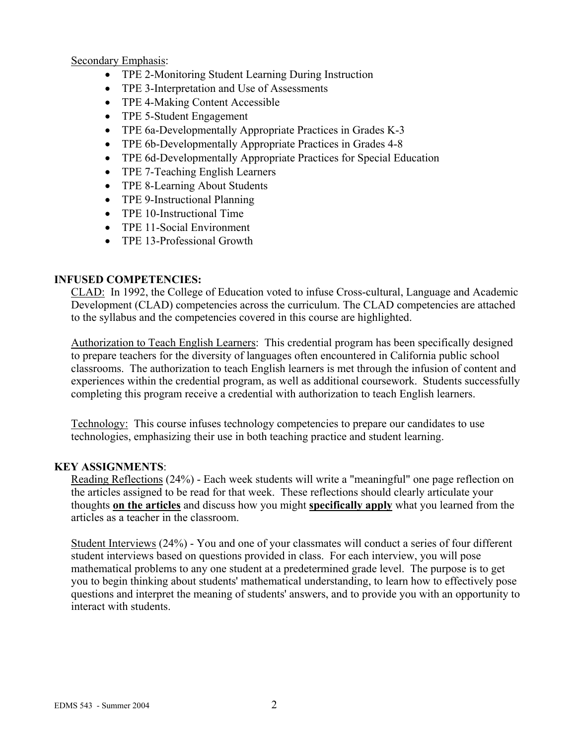<u>Secondary Emphasis</u>:

- TPE 2-Monitoring Student Learning During Instruction
- TPE 3-Interpretation and Use of Assessments
- TPE 4-Making Content Accessible
- TPE 5-Student Engagement
- TPE 6a-Developmentally Appropriate Practices in Grades K-3
- TPE 6b-Developmentally Appropriate Practices in Grades 4-8
- TPE 6d-Developmentally Appropriate Practices for Special Education
- TPE 7-Teaching English Learners
- TPE 8-Learning About Students
- TPE 9-Instructional Planning
- TPE 10-Instructional Time
- TPE 11-Social Environment
- TPE 13-Professional Growth

**INFUSED COMPETENCIES:**

<u>CLAD:</u> In 1992, the College of Education voted to infuse Cross-cultural, Language and Academic Development (CLAD) competencies across the curriculum. The CLAD competencies are attached to the syllabus and the competencies covered in this course are highlighted.

<u>Authorization to Teach English Learners</u>: This credential program has been specifically designed to prepare teachers for the diversity of languages often encountered in California public school classrooms. The authorization to teach English learners is met through the infusion of content and experiences within the credential program, as well as additional coursework. Students successfully completing this program receive a credential with authorization to teach English learners.

<u>Technology:</u> This course infuses technology competencies to prepare our candidates to use technologies, emphasizing their use in both teaching practice and student learning.

**KEY ASSIGNMENTS**:

<u>Reading Reflections</u> (24%) - Each week students will write a "meaningful" one page reflection on the articles assigned to be read for that week. These reflections should clearly articulate your thoughts **<u>on the articles</u>** and discuss how you might **<u>specifically apply</u>** what you learned from the articles as a teacher in the classroom.

<u>Student Interviews</u> (24%) - You and one of your classmates will conduct a series of four different student interviews based on questions provided in class. For each interview, you will pose mathematical problems to any one student at a predetermined grade level. The purpose is to get you to begin thinking about students' mathematical understanding, to learn how to effectively pose questions and interpret the meaning of students' answers, and to provide you with an opportunity to interact with students.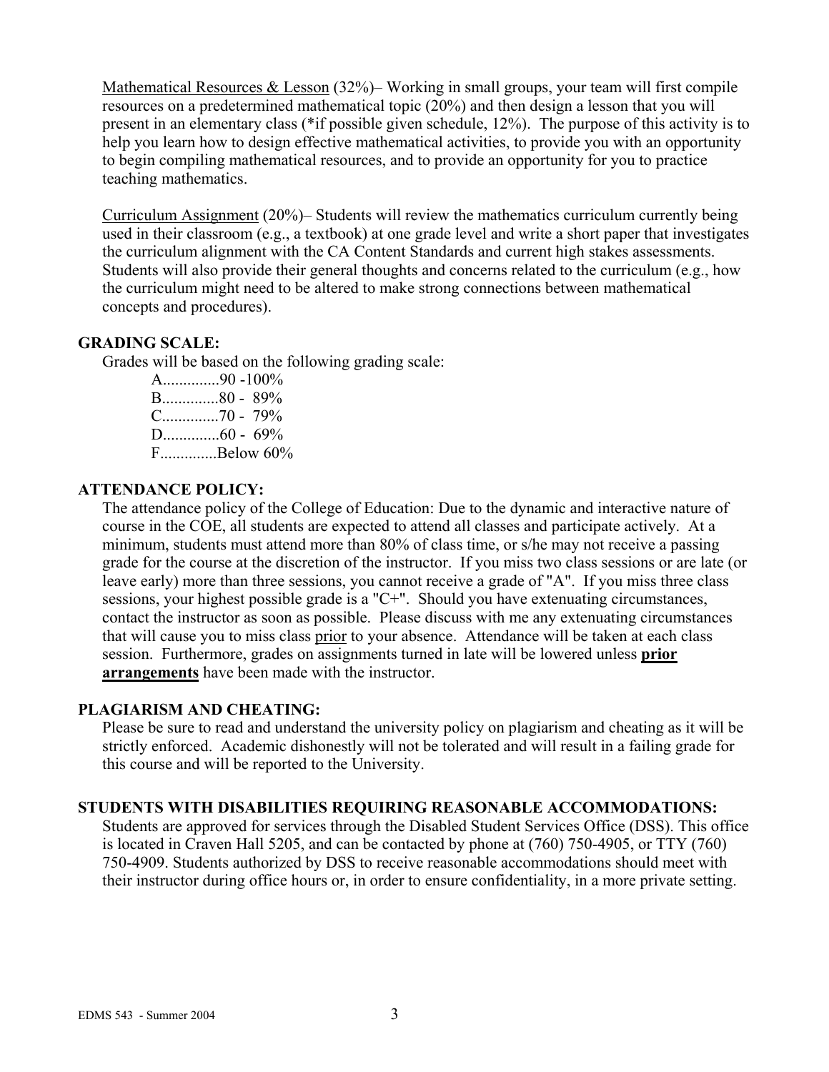<u>Mathematical Resources & Lesson</u> (32%)– Working in small groups, your team will first compile resources on a predetermined mathematical topic (20%) and then design a lesson that you will present in an elementary class (*if possible given schedule, 12%). The purpose of this activity is to help you learn how to design effective mathematical activities, to provide you with an opportunity to begin compiling mathematical resources, and to provide an opportunity for you to practice teaching mathematics.

<u>Curriculum Assignment</u> (20%)– Students will review the mathematics curriculum currently being used in their classroom (e.g., a textbook) at one grade level and write a short paper that investigates the curriculum alignment with the CA Content Standards and current high stakes assessments. Students will also provide their general thoughts and concerns related to the curriculum (e.g., how the curriculum might need to be altered to make strong connections between mathematical concepts and procedures).

## GRADING SCALE:

Grades will be based on the following grading scale:

A..............90 -100%
B..............80 - 89%
C..............70 - 79%
D..............60 - 69%
F..............Below 60%

## ATTENDANCE POLICY:

The attendance policy of the College of Education: Due to the dynamic and interactive nature of course in the COE, all students are expected to attend all classes and participate actively. At a minimum, students must attend more than 80% of class time, or s/he may not receive a passing grade for the course at the discretion of the instructor. If you miss two class sessions or are late (or leave early) more than three sessions, you cannot receive a grade of "A". If you miss three class sessions, your highest possible grade is a "C+". Should you have extenuating circumstances, contact the instructor as soon as possible. Please discuss with me any extenuating circumstances that will cause you to miss class <u>prior</u> to your absence. Attendance will be taken at each class session. Furthermore, grades on assignments turned in late will be lowered unless **<u>prior arrangements</u>** have been made with the instructor.

## PLAGIARISM AND CHEATING:

Please be sure to read and understand the university policy on plagiarism and cheating as it will be strictly enforced. Academic dishonestly will not be tolerated and will result in a failing grade for this course and will be reported to the University.

## STUDENTS WITH DISABILITIES REQUIRING REASONABLE ACCOMMODATIONS:

Students are approved for services through the Disabled Student Services Office (DSS). This office is located in Craven Hall 5205, and can be contacted by phone at (760) 750-4905, or TTY (760) 750-4909. Students authorized by DSS to receive reasonable accommodations should meet with their instructor during office hours or, in order to ensure confidentiality, in a more private setting.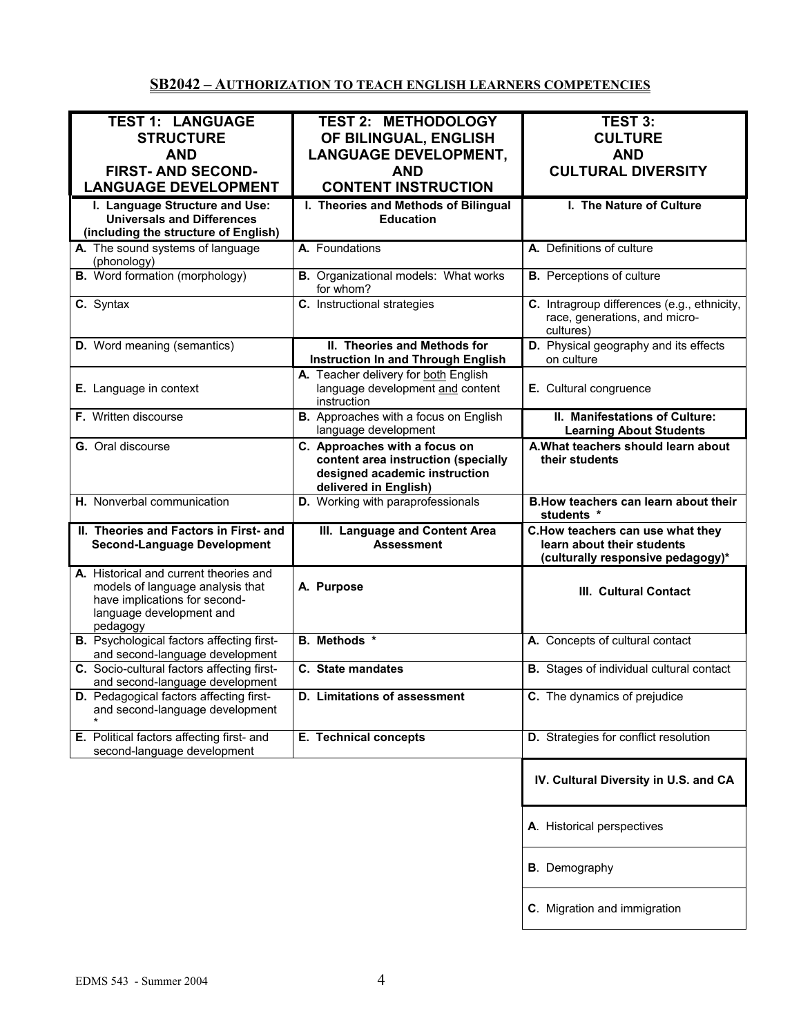## SB2042 – AUTHORIZATION TO TEACH ENGLISH LEARNERS COMPETENCIES

| TEST 1: LANGUAGE STRUCTURE AND FIRST- AND SECOND-LANGUAGE DEVELOPMENT | TEST 2: METHODOLOGY OF BILINGUAL, ENGLISH LANGUAGE DEVELOPMENT, AND CONTENT INSTRUCTION | TEST 3: CULTURE AND CULTURAL DIVERSITY |
|---|---|---|
| **I. Language Structure and Use: Universals and Differences (including the structure of English)** | **I. Theories and Methods of Bilingual Education** | **I. The Nature of Culture** |
| **A.** The sound systems of language (phonology) | **A.** Foundations | **A.** Definitions of culture |
| **B.** Word formation (morphology) | **B.** Organizational models: What works for whom? | **B.** Perceptions of culture |
| **C.** Syntax | **C.** Instructional strategies | **C.** Intragroup differences (e.g., ethnicity, race, generations, and micro-cultures) |
| **D.** Word meaning (semantics) | **II. Theories and Methods for Instruction In and Through English** | **D.** Physical geography and its effects on culture |
| **E.** Language in context | **A.** Teacher delivery for both English language development and content instruction | **E.** Cultural congruence |
| **F.** Written discourse | **B.** Approaches with a focus on English language development | **II. Manifestations of Culture: Learning About Students** |
| **G.** Oral discourse | **C. Approaches with a focus on content area instruction (specially designed academic instruction delivered in English)** | **A. What teachers should learn about their students** |
| **H.** Nonverbal communication | **D.** Working with paraprofessionals | **B. How teachers can learn about their students \*** |
| **II. Theories and Factors in First- and Second-Language Development** | **III. Language and Content Area Assessment** | **C. How teachers can use what they learn about their students (culturally responsive pedagogy)\*** |
| **A.** Historical and current theories and models of language analysis that have implications for second-language development and pedagogy | **A. Purpose** | **III. Cultural Contact** |
| **B.** Psychological factors affecting first- and second-language development | **B. Methods \*** | **A.** Concepts of cultural contact |
| **C.** Socio-cultural factors affecting first- and second-language development | **C. State mandates** | **B.** Stages of individual cultural contact |
| **D.** Pedagogical factors affecting first- and second-language development \* | **D. Limitations of assessment** | **C.** The dynamics of prejudice |
| **E.** Political factors affecting first- and second-language development | **E. Technical concepts** | **D.** Strategies for conflict resolution |
| | | **IV. Cultural Diversity in U.S. and CA** |
| | | **A**. Historical perspectives |
| | | **B**. Demography |
| | | **C**. Migration and immigration |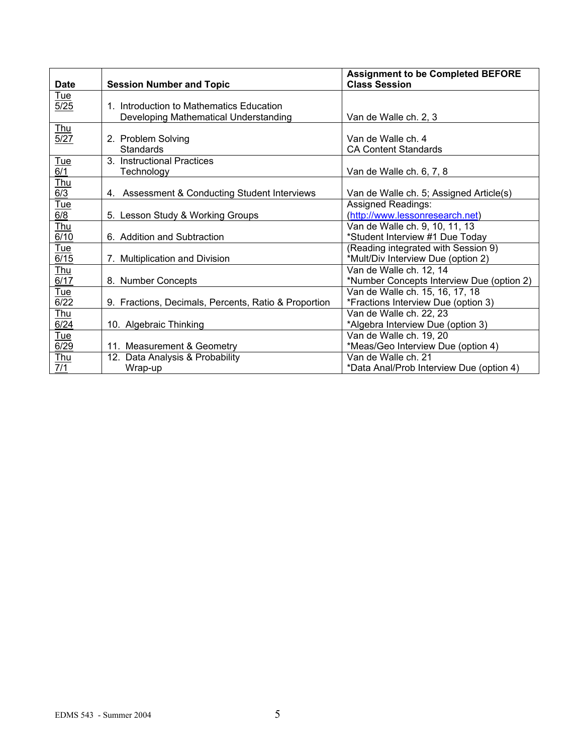| Date | Session Number and Topic | Assignment to be Completed BEFORE Class Session |
|---|---|---|
| Tue 5/25 | 1. Introduction to Mathematics Education<br>Developing Mathematical Understanding | Van de Walle ch. 2, 3 |
| Thu 5/27 | 2. Problem Solving<br>Standards | Van de Walle ch. 4<br>CA Content Standards |
| Tue 6/1 | 3. Instructional Practices<br>Technology | Van de Walle ch. 6, 7, 8 |
| Thu 6/3 | 4. Assessment & Conducting Student Interviews | Van de Walle ch. 5; Assigned Article(s) |
| Tue 6/8 | 5. Lesson Study & Working Groups | Assigned Readings:<br>(http://www.lessonresearch.net) |
| Thu 6/10 | 6. Addition and Subtraction | Van de Walle ch. 9, 10, 11, 13<br>*Student Interview #1 Due Today |
| Tue 6/15 | 7. Multiplication and Division | (Reading integrated with Session 9)<br>*Mult/Div Interview Due (option 2) |
| Thu 6/17 | 8. Number Concepts | Van de Walle ch. 12, 14<br>*Number Concepts Interview Due (option 2) |
| Tue 6/22 | 9. Fractions, Decimals, Percents, Ratio & Proportion | Van de Walle ch. 15, 16, 17, 18<br>*Fractions Interview Due (option 3) |
| Thu 6/24 | 10. Algebraic Thinking | Van de Walle ch. 22, 23<br>*Algebra Interview Due (option 3) |
| Tue 6/29 | 11. Measurement & Geometry | Van de Walle ch. 19, 20<br>*Meas/Geo Interview Due (option 4) |
| Thu 7/1 | 12. Data Analysis & Probability<br>Wrap-up | Van de Walle ch. 21<br>*Data Anal/Prob Interview Due (option 4) |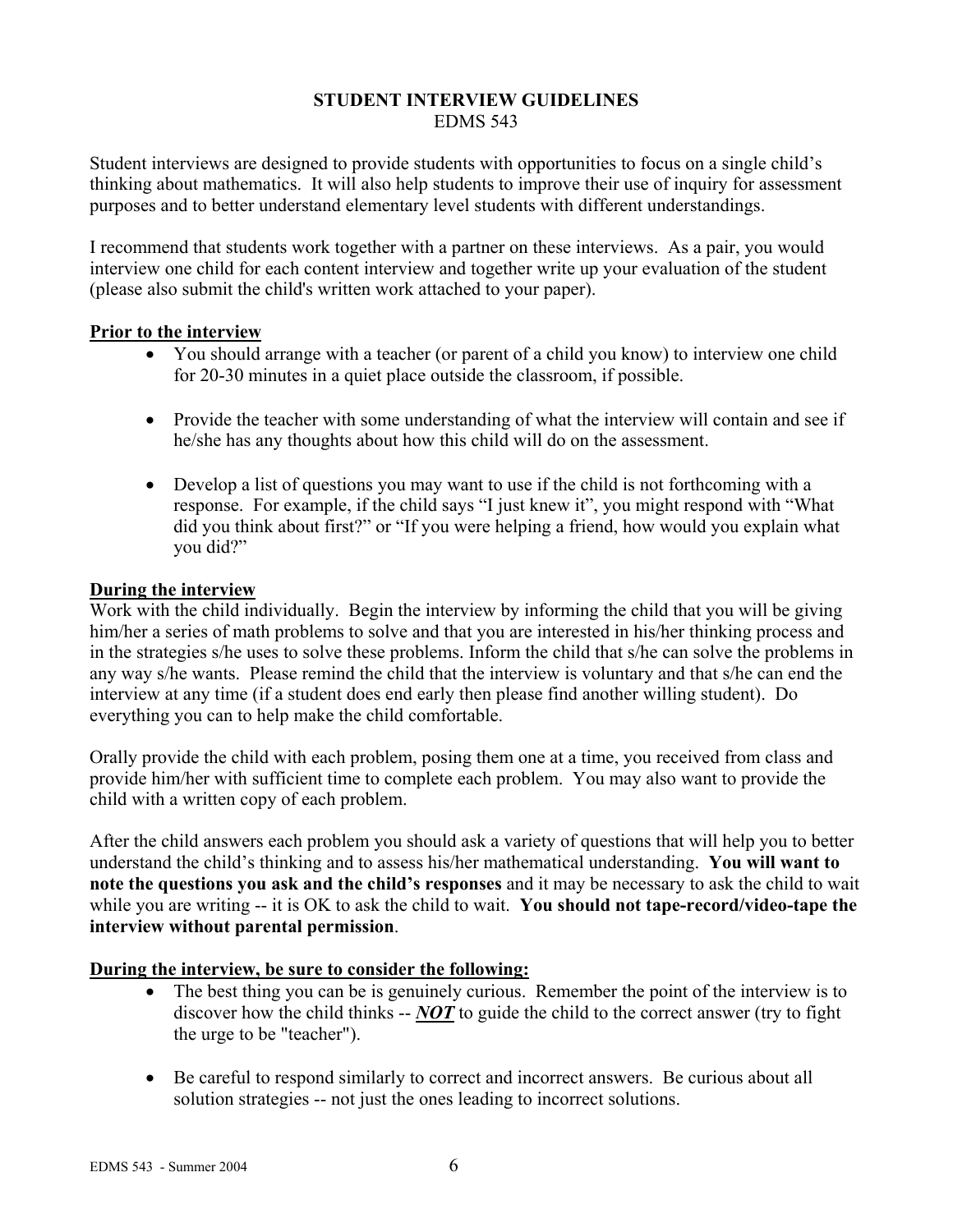# STUDENT INTERVIEW GUIDELINES

EDMS 543

Student interviews are designed to provide students with opportunities to focus on a single child's thinking about mathematics. It will also help students to improve their use of inquiry for assessment purposes and to better understand elementary level students with different understandings.

I recommend that students work together with a partner on these interviews. As a pair, you would interview one child for each content interview and together write up your evaluation of the student (please also submit the child's written work attached to your paper).

**Prior to the interview**

- You should arrange with a teacher (or parent of a child you know) to interview one child for 20-30 minutes in a quiet place outside the classroom, if possible.
- Provide the teacher with some understanding of what the interview will contain and see if he/she has any thoughts about how this child will do on the assessment.
- Develop a list of questions you may want to use if the child is not forthcoming with a response. For example, if the child says "I just knew it", you might respond with "What did you think about first?" or "If you were helping a friend, how would you explain what you did?"

**During the interview**

Work with the child individually. Begin the interview by informing the child that you will be giving him/her a series of math problems to solve and that you are interested in his/her thinking process and in the strategies s/he uses to solve these problems. Inform the child that s/he can solve the problems in any way s/he wants. Please remind the child that the interview is voluntary and that s/he can end the interview at any time (if a student does end early then please find another willing student). Do everything you can to help make the child comfortable.

Orally provide the child with each problem, posing them one at a time, you received from class and provide him/her with sufficient time to complete each problem. You may also want to provide the child with a written copy of each problem.

After the child answers each problem you should ask a variety of questions that will help you to better understand the child's thinking and to assess his/her mathematical understanding. **You will want to note the questions you ask and the child's responses** and it may be necessary to ask the child to wait while you are writing -- it is OK to ask the child to wait. **You should not tape-record/video-tape the interview without parental permission**.

**During the interview, be sure to consider the following:**

- The best thing you can be is genuinely curious. Remember the point of the interview is to discover how the child thinks -- ***NOT*** to guide the child to the correct answer (try to fight the urge to be "teacher").
- Be careful to respond similarly to correct and incorrect answers. Be curious about all solution strategies -- not just the ones leading to incorrect solutions.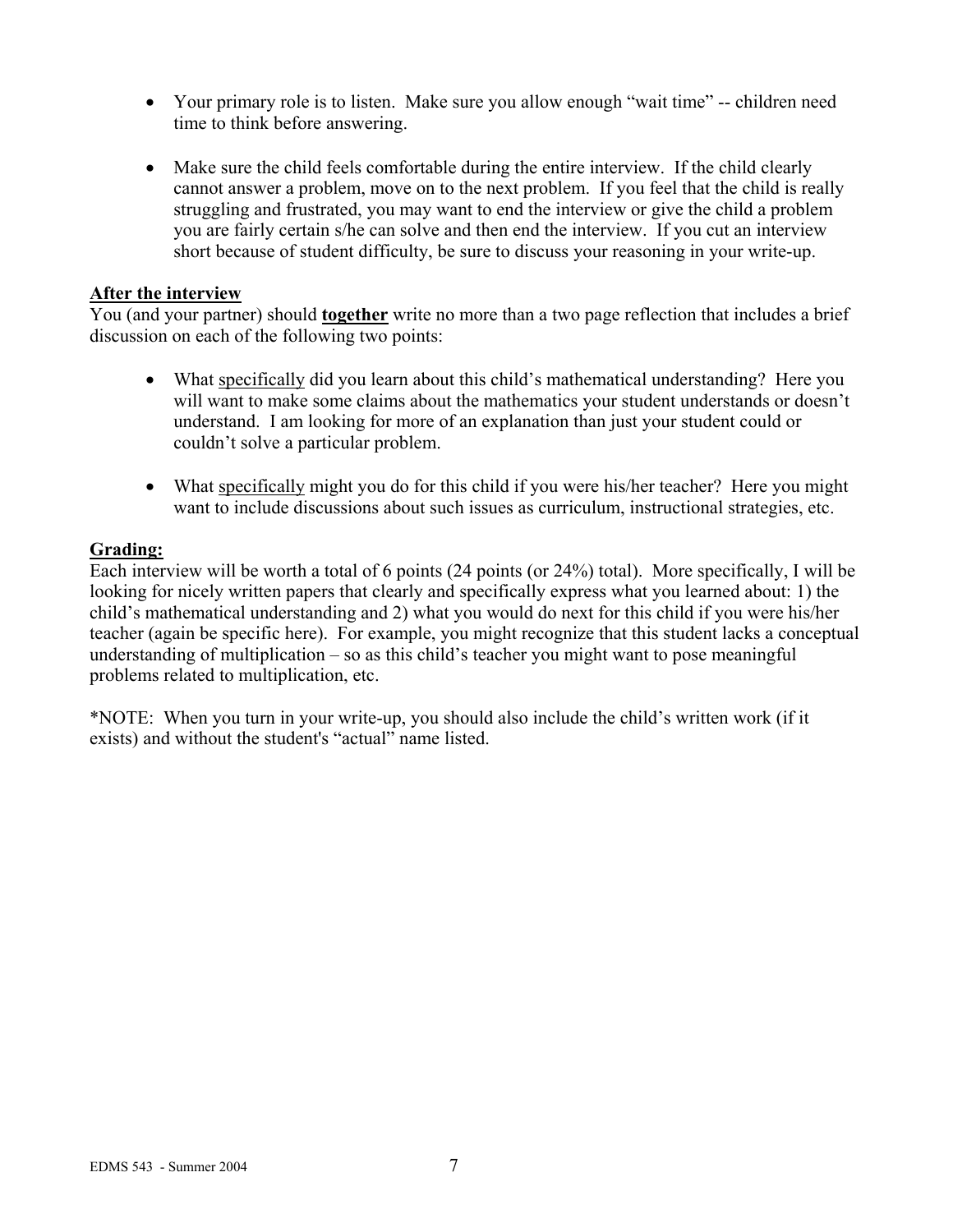- Your primary role is to listen. Make sure you allow enough "wait time" -- children need time to think before answering.

- Make sure the child feels comfortable during the entire interview. If the child clearly cannot answer a problem, move on to the next problem. If you feel that the child is really struggling and frustrated, you may want to end the interview or give the child a problem you are fairly certain s/he can solve and then end the interview. If you cut an interview short because of student difficulty, be sure to discuss your reasoning in your write-up.

**After the interview**

You (and your partner) should **together** write no more than a two page reflection that includes a brief discussion on each of the following two points:

- What specifically did you learn about this child's mathematical understanding? Here you will want to make some claims about the mathematics your student understands or doesn't understand. I am looking for more of an explanation than just your student could or couldn't solve a particular problem.

- What specifically might you do for this child if you were his/her teacher? Here you might want to include discussions about such issues as curriculum, instructional strategies, etc.

**Grading:**

Each interview will be worth a total of 6 points (24 points (or 24%) total). More specifically, I will be looking for nicely written papers that clearly and specifically express what you learned about: 1) the child's mathematical understanding and 2) what you would do next for this child if you were his/her teacher (again be specific here). For example, you might recognize that this student lacks a conceptual understanding of multiplication – so as this child's teacher you might want to pose meaningful problems related to multiplication, etc.

*NOTE: When you turn in your write-up, you should also include the child's written work (if it exists) and without the student's "actual" name listed.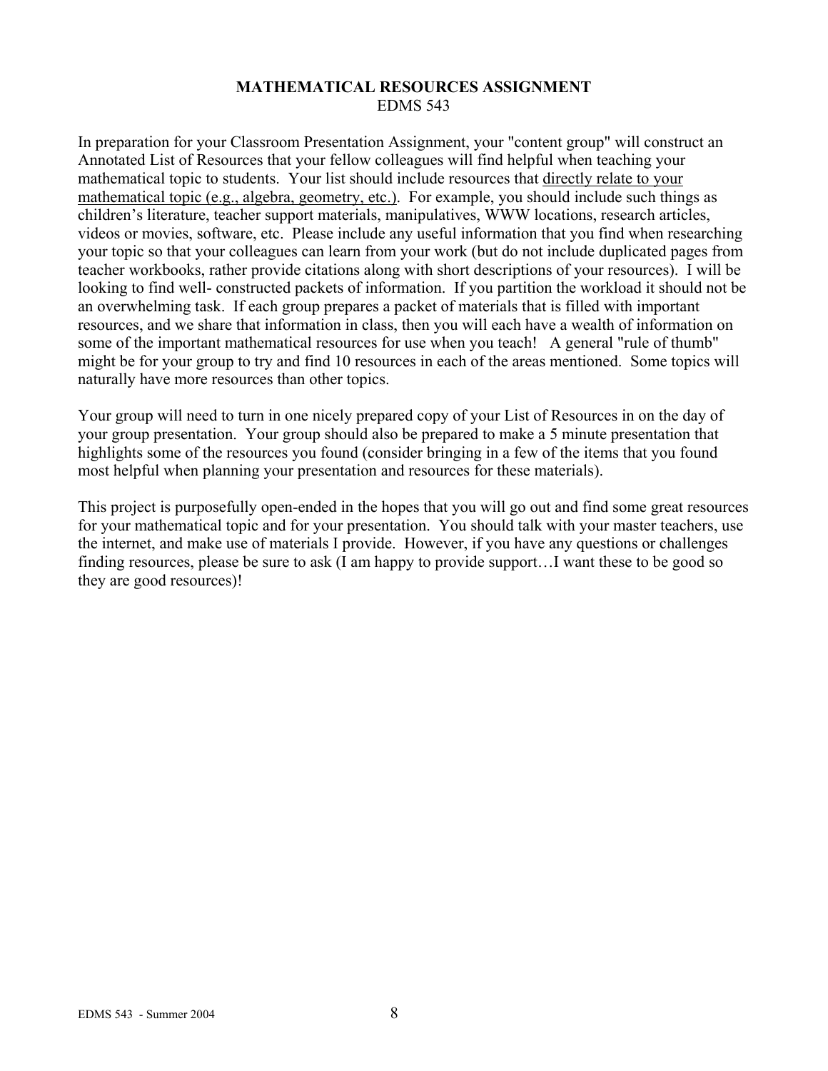**MATHEMATICAL RESOURCES ASSIGNMENT**
EDMS 543

In preparation for your Classroom Presentation Assignment, your "content group" will construct an Annotated List of Resources that your fellow colleagues will find helpful when teaching your mathematical topic to students. Your list should include resources that <u>directly relate to your mathematical topic (e.g., algebra, geometry, etc.)</u>. For example, you should include such things as children's literature, teacher support materials, manipulatives, WWW locations, research articles, videos or movies, software, etc. Please include any useful information that you find when researching your topic so that your colleagues can learn from your work (but do not include duplicated pages from teacher workbooks, rather provide citations along with short descriptions of your resources). I will be looking to find well- constructed packets of information. If you partition the workload it should not be an overwhelming task. If each group prepares a packet of materials that is filled with important resources, and we share that information in class, then you will each have a wealth of information on some of the important mathematical resources for use when you teach! A general "rule of thumb" might be for your group to try and find 10 resources in each of the areas mentioned. Some topics will naturally have more resources than other topics.

Your group will need to turn in one nicely prepared copy of your List of Resources in on the day of your group presentation. Your group should also be prepared to make a 5 minute presentation that highlights some of the resources you found (consider bringing in a few of the items that you found most helpful when planning your presentation and resources for these materials).

This project is purposefully open-ended in the hopes that you will go out and find some great resources for your mathematical topic and for your presentation. You should talk with your master teachers, use the internet, and make use of materials I provide. However, if you have any questions or challenges finding resources, please be sure to ask (I am happy to provide support…I want these to be good so they are good resources)!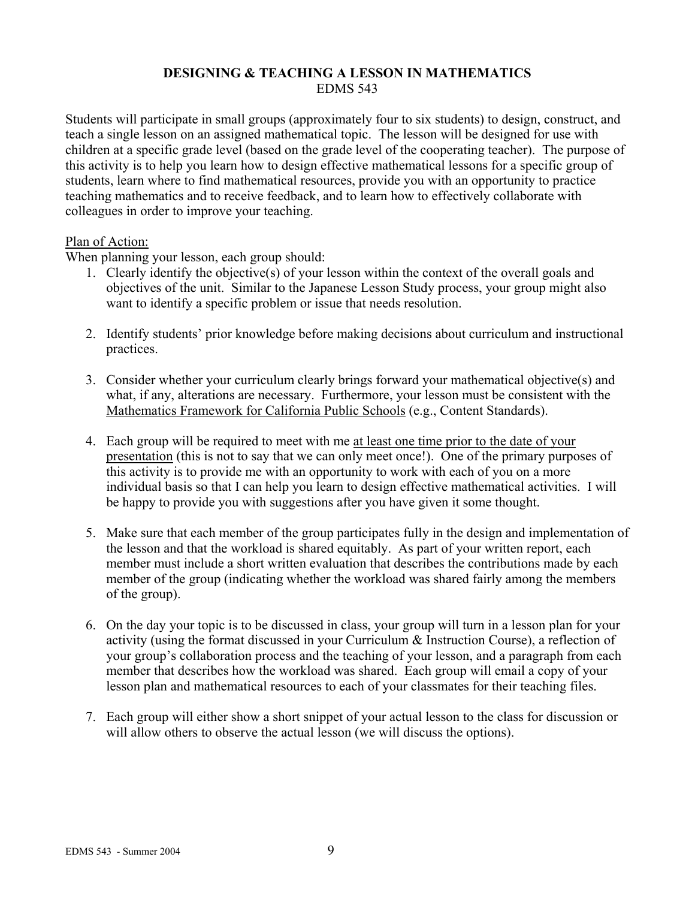## DESIGNING & TEACHING A LESSON IN MATHEMATICS

EDMS 543

Students will participate in small groups (approximately four to six students) to design, construct, and teach a single lesson on an assigned mathematical topic. The lesson will be designed for use with children at a specific grade level (based on the grade level of the cooperating teacher). The purpose of this activity is to help you learn how to design effective mathematical lessons for a specific group of students, learn where to find mathematical resources, provide you with an opportunity to practice teaching mathematics and to receive feedback, and to learn how to effectively collaborate with colleagues in order to improve your teaching.

Plan of Action:

When planning your lesson, each group should:

1. Clearly identify the objective(s) of your lesson within the context of the overall goals and objectives of the unit. Similar to the Japanese Lesson Study process, your group might also want to identify a specific problem or issue that needs resolution.

2. Identify students' prior knowledge before making decisions about curriculum and instructional practices.

3. Consider whether your curriculum clearly brings forward your mathematical objective(s) and what, if any, alterations are necessary. Furthermore, your lesson must be consistent with the Mathematics Framework for California Public Schools (e.g., Content Standards).

4. Each group will be required to meet with me at least one time prior to the date of your presentation (this is not to say that we can only meet once!). One of the primary purposes of this activity is to provide me with an opportunity to work with each of you on a more individual basis so that I can help you learn to design effective mathematical activities. I will be happy to provide you with suggestions after you have given it some thought.

5. Make sure that each member of the group participates fully in the design and implementation of the lesson and that the workload is shared equitably. As part of your written report, each member must include a short written evaluation that describes the contributions made by each member of the group (indicating whether the workload was shared fairly among the members of the group).

6. On the day your topic is to be discussed in class, your group will turn in a lesson plan for your activity (using the format discussed in your Curriculum & Instruction Course), a reflection of your group's collaboration process and the teaching of your lesson, and a paragraph from each member that describes how the workload was shared. Each group will email a copy of your lesson plan and mathematical resources to each of your classmates for their teaching files.

7. Each group will either show a short snippet of your actual lesson to the class for discussion or will allow others to observe the actual lesson (we will discuss the options).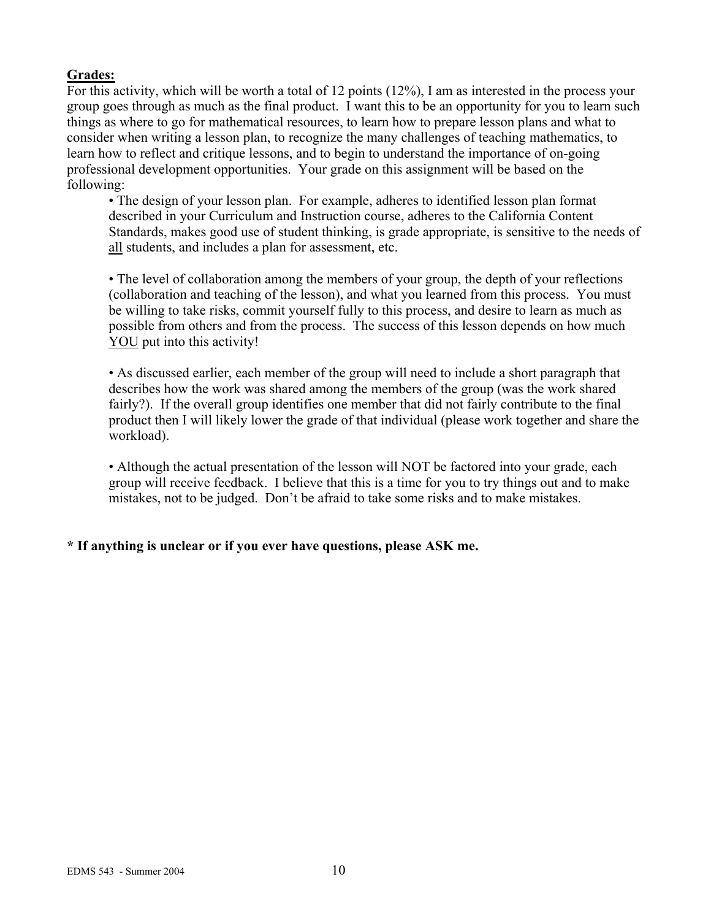**<u>Grades:</u>**

For this activity, which will be worth a total of 12 points (12%), I am as interested in the process your group goes through as much as the final product. I want this to be an opportunity for you to learn such things as where to go for mathematical resources, to learn how to prepare lesson plans and what to consider when writing a lesson plan, to recognize the many challenges of teaching mathematics, to learn how to reflect and critique lessons, and to begin to understand the importance of on-going professional development opportunities. Your grade on this assignment will be based on the following:

- The design of your lesson plan. For example, adheres to identified lesson plan format described in your Curriculum and Instruction course, adheres to the California Content Standards, makes good use of student thinking, is grade appropriate, is sensitive to the needs of <u>all</u> students, and includes a plan for assessment, etc.

- The level of collaboration among the members of your group, the depth of your reflections (collaboration and teaching of the lesson), and what you learned from this process. You must be willing to take risks, commit yourself fully to this process, and desire to learn as much as possible from others and from the process. The success of this lesson depends on how much <u>YOU</u> put into this activity!

- As discussed earlier, each member of the group will need to include a short paragraph that describes how the work was shared among the members of the group (was the work shared fairly?). If the overall group identifies one member that did not fairly contribute to the final product then I will likely lower the grade of that individual (please work together and share the workload).

- Although the actual presentation of the lesson will NOT be factored into your grade, each group will receive feedback. I believe that this is a time for you to try things out and to make mistakes, not to be judged. Don't be afraid to take some risks and to make mistakes.

**\* If anything is unclear or if you ever have questions, please ASK me.**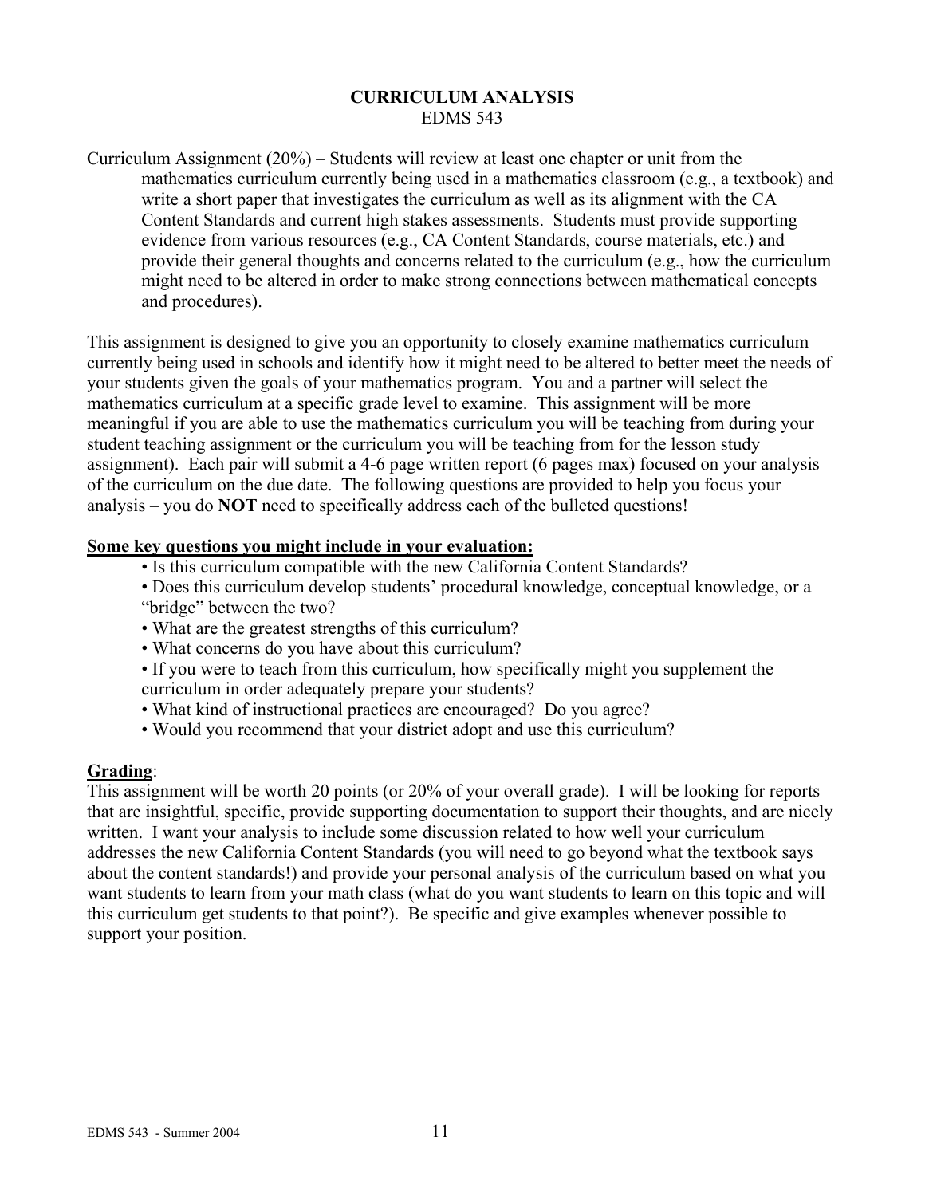# CURRICULUM ANALYSIS
EDMS 543

Curriculum Assignment (20%) – Students will review at least one chapter or unit from the mathematics curriculum currently being used in a mathematics classroom (e.g., a textbook) and write a short paper that investigates the curriculum as well as its alignment with the CA Content Standards and current high stakes assessments. Students must provide supporting evidence from various resources (e.g., CA Content Standards, course materials, etc.) and provide their general thoughts and concerns related to the curriculum (e.g., how the curriculum might need to be altered in order to make strong connections between mathematical concepts and procedures).

This assignment is designed to give you an opportunity to closely examine mathematics curriculum currently being used in schools and identify how it might need to be altered to better meet the needs of your students given the goals of your mathematics program. You and a partner will select the mathematics curriculum at a specific grade level to examine. This assignment will be more meaningful if you are able to use the mathematics curriculum you will be teaching from during your student teaching assignment or the curriculum you will be teaching from for the lesson study assignment). Each pair will submit a 4-6 page written report (6 pages max) focused on your analysis of the curriculum on the due date. The following questions are provided to help you focus your analysis – you do **NOT** need to specifically address each of the bulleted questions!

**Some key questions you might include in your evaluation:**

- Is this curriculum compatible with the new California Content Standards?
- Does this curriculum develop students' procedural knowledge, conceptual knowledge, or a "bridge" between the two?
- What are the greatest strengths of this curriculum?
- What concerns do you have about this curriculum?
- If you were to teach from this curriculum, how specifically might you supplement the curriculum in order adequately prepare your students?
- What kind of instructional practices are encouraged? Do you agree?
- Would you recommend that your district adopt and use this curriculum?

**Grading**:

This assignment will be worth 20 points (or 20% of your overall grade). I will be looking for reports that are insightful, specific, provide supporting documentation to support their thoughts, and are nicely written. I want your analysis to include some discussion related to how well your curriculum addresses the new California Content Standards (you will need to go beyond what the textbook says about the content standards!) and provide your personal analysis of the curriculum based on what you want students to learn from your math class (what do you want students to learn on this topic and will this curriculum get students to that point?). Be specific and give examples whenever possible to support your position.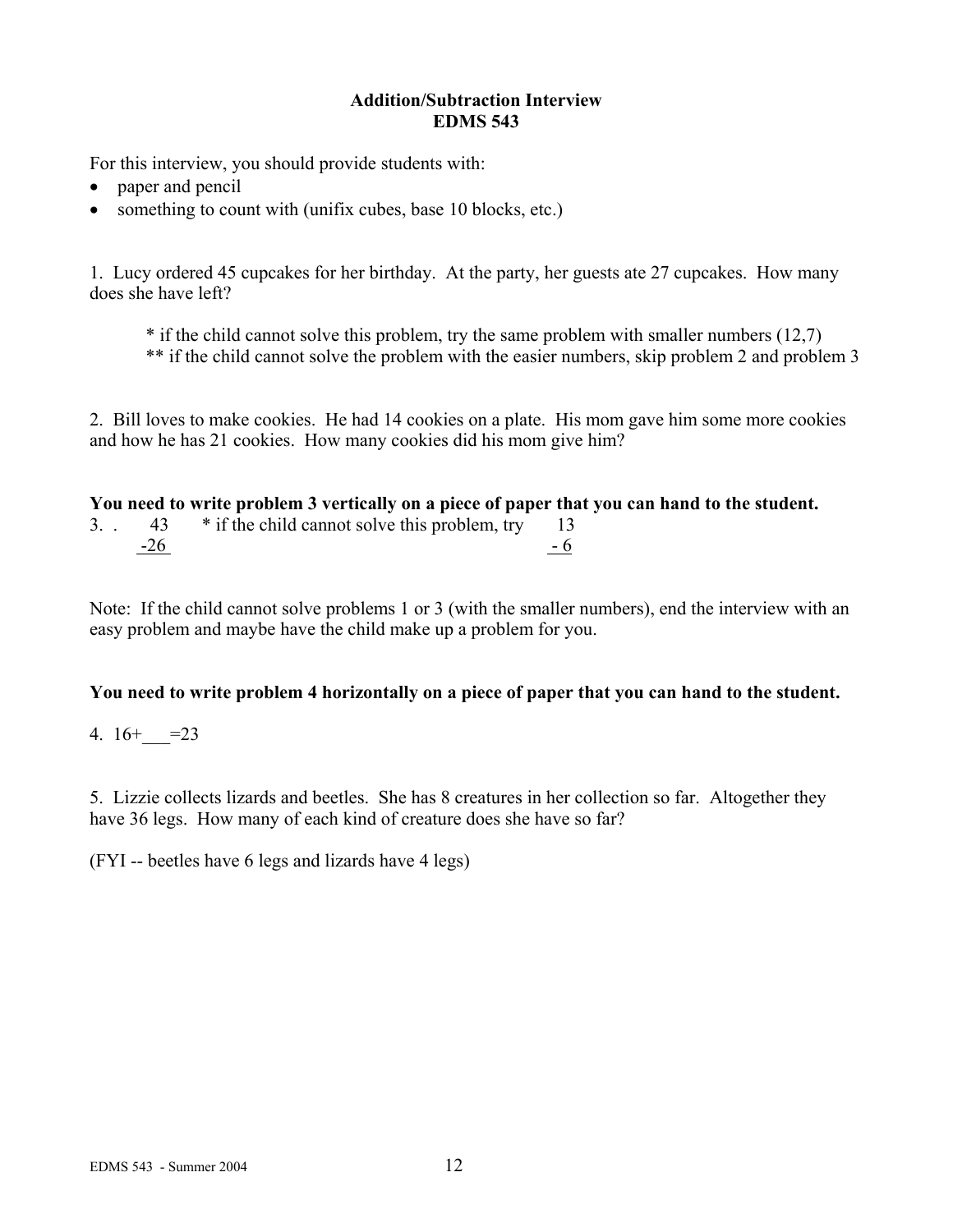**Addition/Subtraction Interview**
**EDMS 543**

For this interview, you should provide students with:

- paper and pencil
- something to count with (unifix cubes, base 10 blocks, etc.)

1. Lucy ordered 45 cupcakes for her birthday. At the party, her guests ate 27 cupcakes. How many does she have left?

   * if the child cannot solve this problem, try the same problem with smaller numbers (12,7)
   ** if the child cannot solve the problem with the easier numbers, skip problem 2 and problem 3

2. Bill loves to make cookies. He had 14 cookies on a plate. His mom gave him some more cookies and how he has 21 cookies. How many cookies did his mom give him?

**You need to write problem 3 vertically on a piece of paper that you can hand to the student.**

3. . $\begin{array}{r} 43 \\ \underline{-26} \end{array}$ * if the child cannot solve this problem, try $\begin{array}{r} 13 \\ \underline{-\ 6} \end{array}$

Note: If the child cannot solve problems 1 or 3 (with the smaller numbers), end the interview with an easy problem and maybe have the child make up a problem for you.

**You need to write problem 4 horizontally on a piece of paper that you can hand to the student.**

4. 16+___=23

5. Lizzie collects lizards and beetles. She has 8 creatures in her collection so far. Altogether they have 36 legs. How many of each kind of creature does she have so far?

(FYI -- beetles have 6 legs and lizards have 4 legs)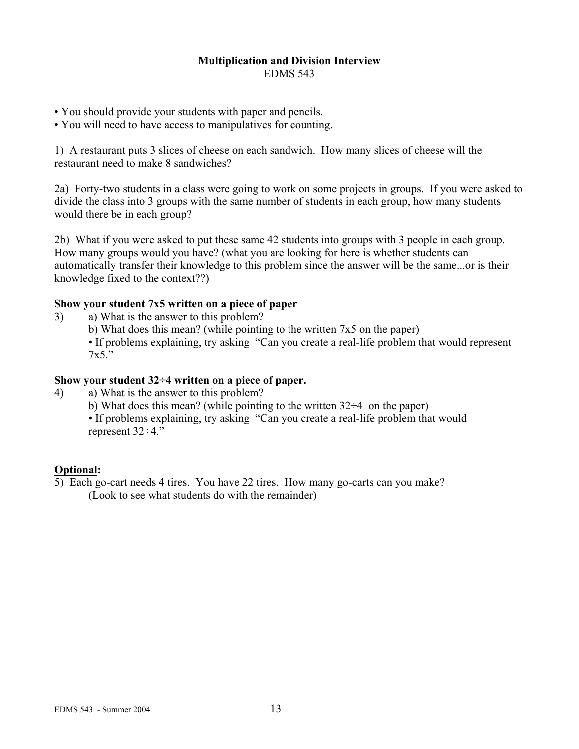# Multiplication and Division Interview

EDMS 543

- You should provide your students with paper and pencils.
- You will need to have access to manipulatives for counting.

1) A restaurant puts 3 slices of cheese on each sandwich. How many slices of cheese will the restaurant need to make 8 sandwiches?

2a) Forty-two students in a class were going to work on some projects in groups. If you were asked to divide the class into 3 groups with the same number of students in each group, how many students would there be in each group?

2b) What if you were asked to put these same 42 students into groups with 3 people in each group. How many groups would you have? (what you are looking for here is whether students can automatically transfer their knowledge to this problem since the answer will be the same...or is their knowledge fixed to the context??)

**Show your student 7x5 written on a piece of paper**

3) a) What is the answer to this problem?

   b) What does this mean? (while pointing to the written 7x5 on the paper)

   - If problems explaining, try asking "Can you create a real-life problem that would represent 7x5."

**Show your student 32÷4 written on a piece of paper.**

4) a) What is the answer to this problem?

   b) What does this mean? (while pointing to the written 32÷4 on the paper)

   - If problems explaining, try asking "Can you create a real-life problem that would represent 32÷4."

<u>**Optional**</u>**:**

5) Each go-cart needs 4 tires. You have 22 tires. How many go-carts can you make?
   (Look to see what students do with the remainder)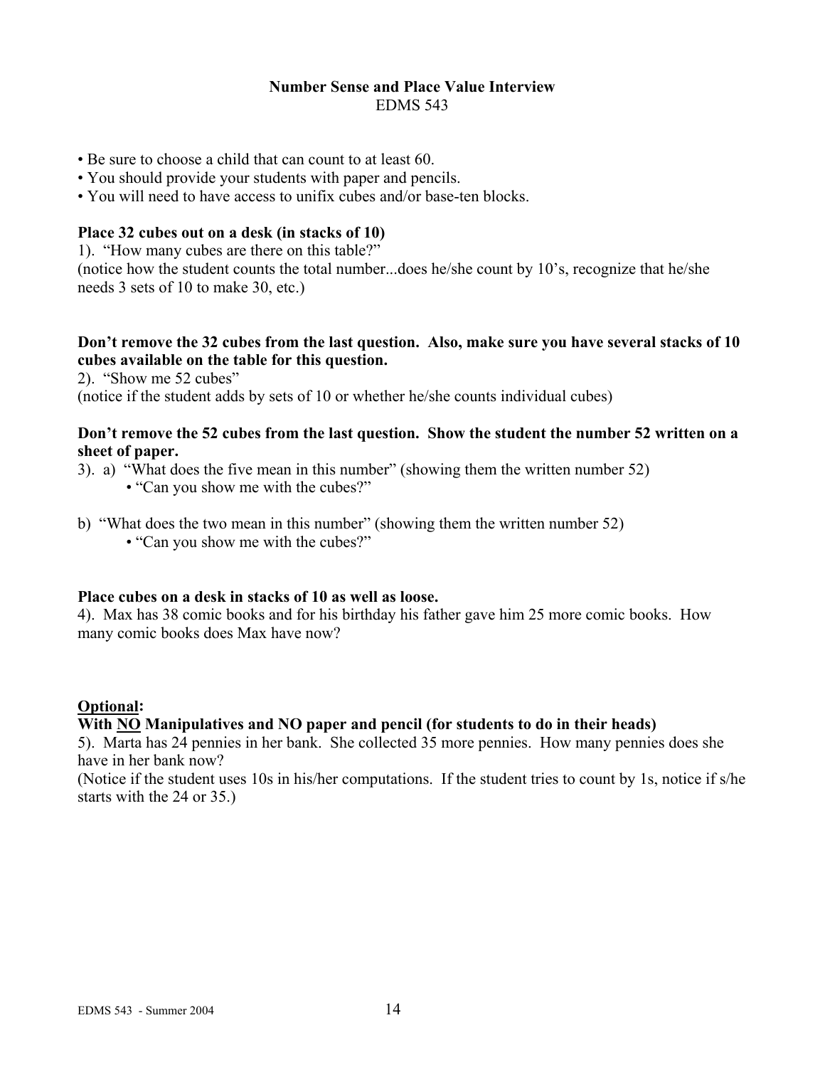# Number Sense and Place Value Interview

EDMS 543

- Be sure to choose a child that can count to at least 60.
- You should provide your students with paper and pencils.
- You will need to have access to unifix cubes and/or base-ten blocks.

**Place 32 cubes out on a desk (in stacks of 10)**

1). "How many cubes are there on this table?"
(notice how the student counts the total number...does he/she count by 10's, recognize that he/she needs 3 sets of 10 to make 30, etc.)

**Don't remove the 32 cubes from the last question. Also, make sure you have several stacks of 10 cubes available on the table for this question.**

2). "Show me 52 cubes"
(notice if the student adds by sets of 10 or whether he/she counts individual cubes)

**Don't remove the 52 cubes from the last question. Show the student the number 52 written on a sheet of paper.**

3). a) "What does the five mean in this number" (showing them the written number 52)
- "Can you show me with the cubes?"

b) "What does the two mean in this number" (showing them the written number 52)
- "Can you show me with the cubes?"

**Place cubes on a desk in stacks of 10 as well as loose.**

4). Max has 38 comic books and for his birthday his father gave him 25 more comic books. How many comic books does Max have now?

**<u>Optional</u>:**

**With <u>NO</u> Manipulatives and NO paper and pencil (for students to do in their heads)**

5). Marta has 24 pennies in her bank. She collected 35 more pennies. How many pennies does she have in her bank now?
(Notice if the student uses 10s in his/her computations. If the student tries to count by 1s, notice if s/he starts with the 24 or 35.)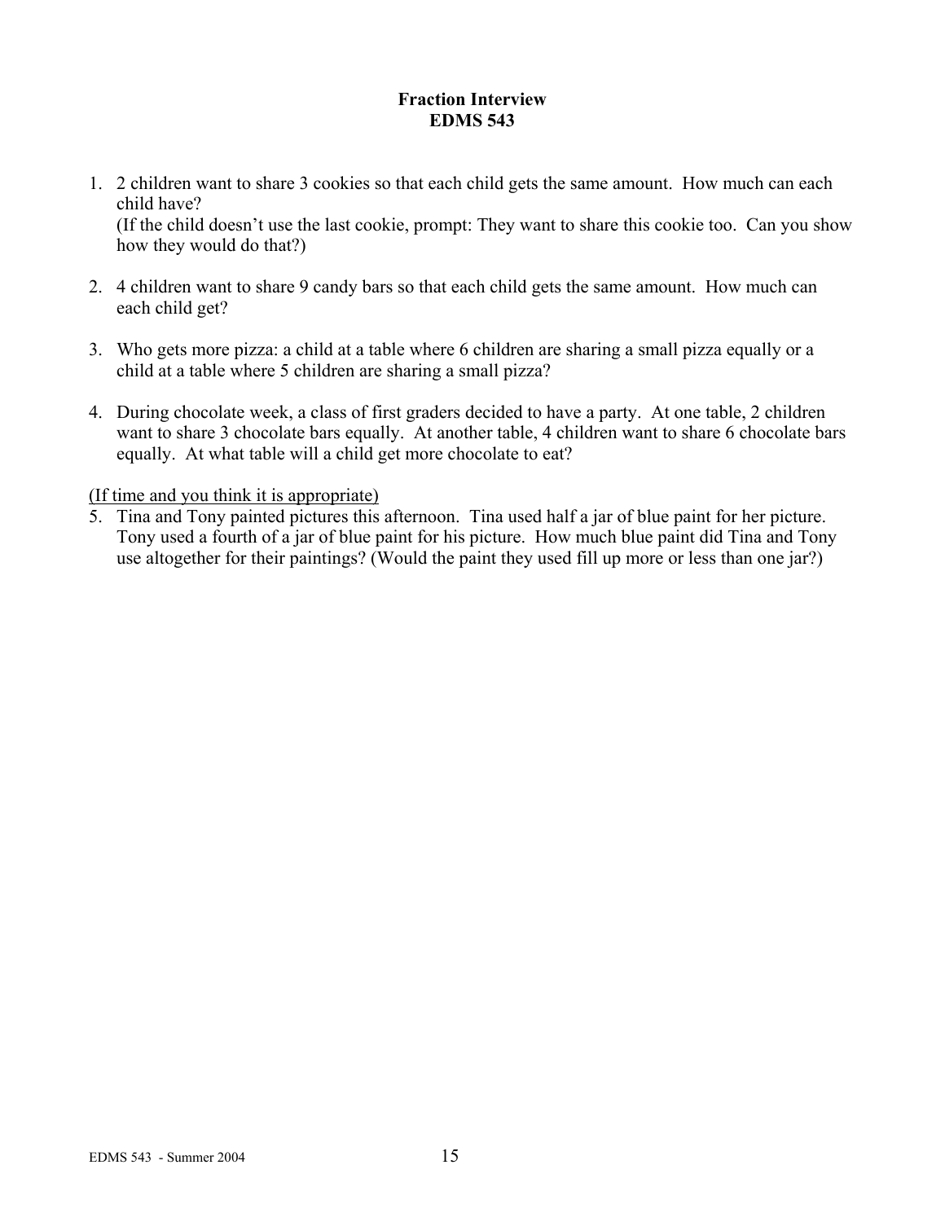# Fraction Interview
## EDMS 543

1. 2 children want to share 3 cookies so that each child gets the same amount. How much can each child have?
   (If the child doesn't use the last cookie, prompt: They want to share this cookie too. Can you show how they would do that?)

2. 4 children want to share 9 candy bars so that each child gets the same amount. How much can each child get?

3. Who gets more pizza: a child at a table where 6 children are sharing a small pizza equally or a child at a table where 5 children are sharing a small pizza?

4. During chocolate week, a class of first graders decided to have a party. At one table, 2 children want to share 3 chocolate bars equally. At another table, 4 children want to share 6 chocolate bars equally. At what table will a child get more chocolate to eat?

<u>(If time and you think it is appropriate)</u>

5. Tina and Tony painted pictures this afternoon. Tina used half a jar of blue paint for her picture. Tony used a fourth of a jar of blue paint for his picture. How much blue paint did Tina and Tony use altogether for their paintings? (Would the paint they used fill up more or less than one jar?)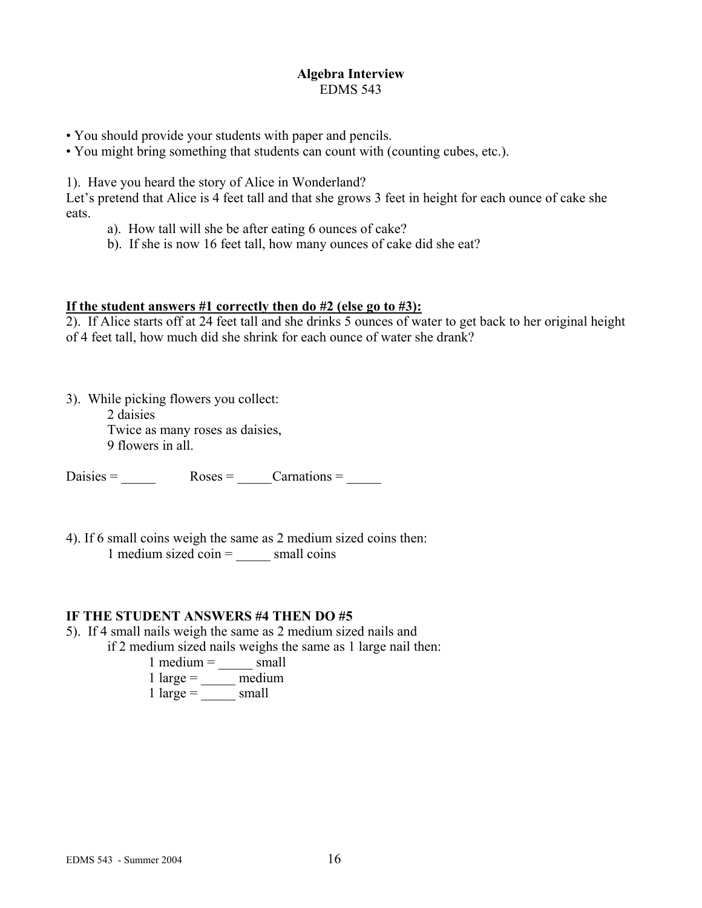# Algebra Interview

EDMS 543

- You should provide your students with paper and pencils.
- You might bring something that students can count with (counting cubes, etc.).

1). Have you heard the story of Alice in Wonderland?
Let's pretend that Alice is 4 feet tall and that she grows 3 feet in height for each ounce of cake she eats.

a). How tall will she be after eating 6 ounces of cake?
b). If she is now 16 feet tall, how many ounces of cake did she eat?

**If the student answers #1 correctly then do #2 (else go to #3):**

2). If Alice starts off at 24 feet tall and she drinks 5 ounces of water to get back to her original height of 4 feet tall, how much did she shrink for each ounce of water she drank?

3). While picking flowers you collect:
2 daisies
Twice as many roses as daisies,
9 flowers in all.

Daisies = _____ Roses = _____ Carnations = _____

4). If 6 small coins weigh the same as 2 medium sized coins then:
1 medium sized coin = _____ small coins

**IF THE STUDENT ANSWERS #4 THEN DO #5**

5). If 4 small nails weigh the same as 2 medium sized nails and
if 2 medium sized nails weighs the same as 1 large nail then:
1 medium = _____ small
1 large = _____ medium
1 large = _____ small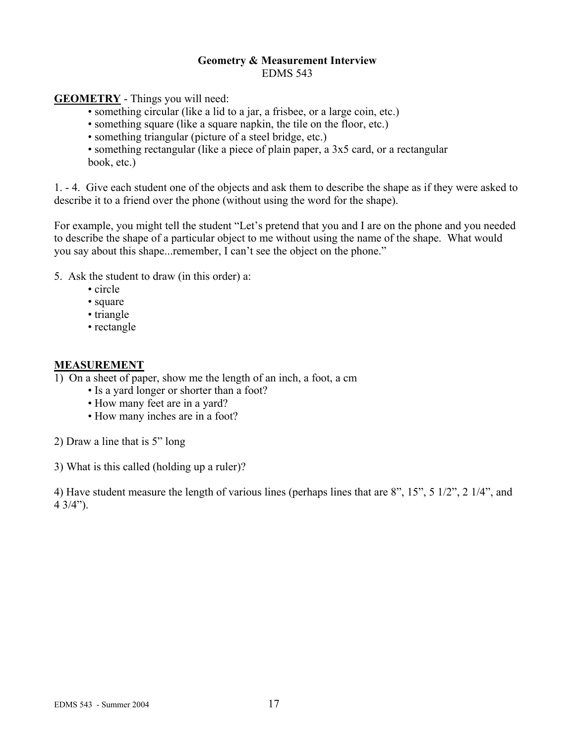# Geometry & Measurement Interview

EDMS 543

**GEOMETRY** - Things you will need:

- something circular (like a lid to a jar, a frisbee, or a large coin, etc.)
- something square (like a square napkin, the tile on the floor, etc.)
- something triangular (picture of a steel bridge, etc.)
- something rectangular (like a piece of plain paper, a 3x5 card, or a rectangular book, etc.)

1. - 4. Give each student one of the objects and ask them to describe the shape as if they were asked to describe it to a friend over the phone (without using the word for the shape).

For example, you might tell the student "Let's pretend that you and I are on the phone and you needed to describe the shape of a particular object to me without using the name of the shape. What would you say about this shape...remember, I can't see the object on the phone."

5. Ask the student to draw (in this order) a:
   - circle
   - square
   - triangle
   - rectangle

**MEASUREMENT**

1) On a sheet of paper, show me the length of an inch, a foot, a cm
   - Is a yard longer or shorter than a foot?
   - How many feet are in a yard?
   - How many inches are in a foot?

2) Draw a line that is 5" long

3) What is this called (holding up a ruler)?

4) Have student measure the length of various lines (perhaps lines that are 8", 15", 5 1/2", 2 1/4", and 4 3/4").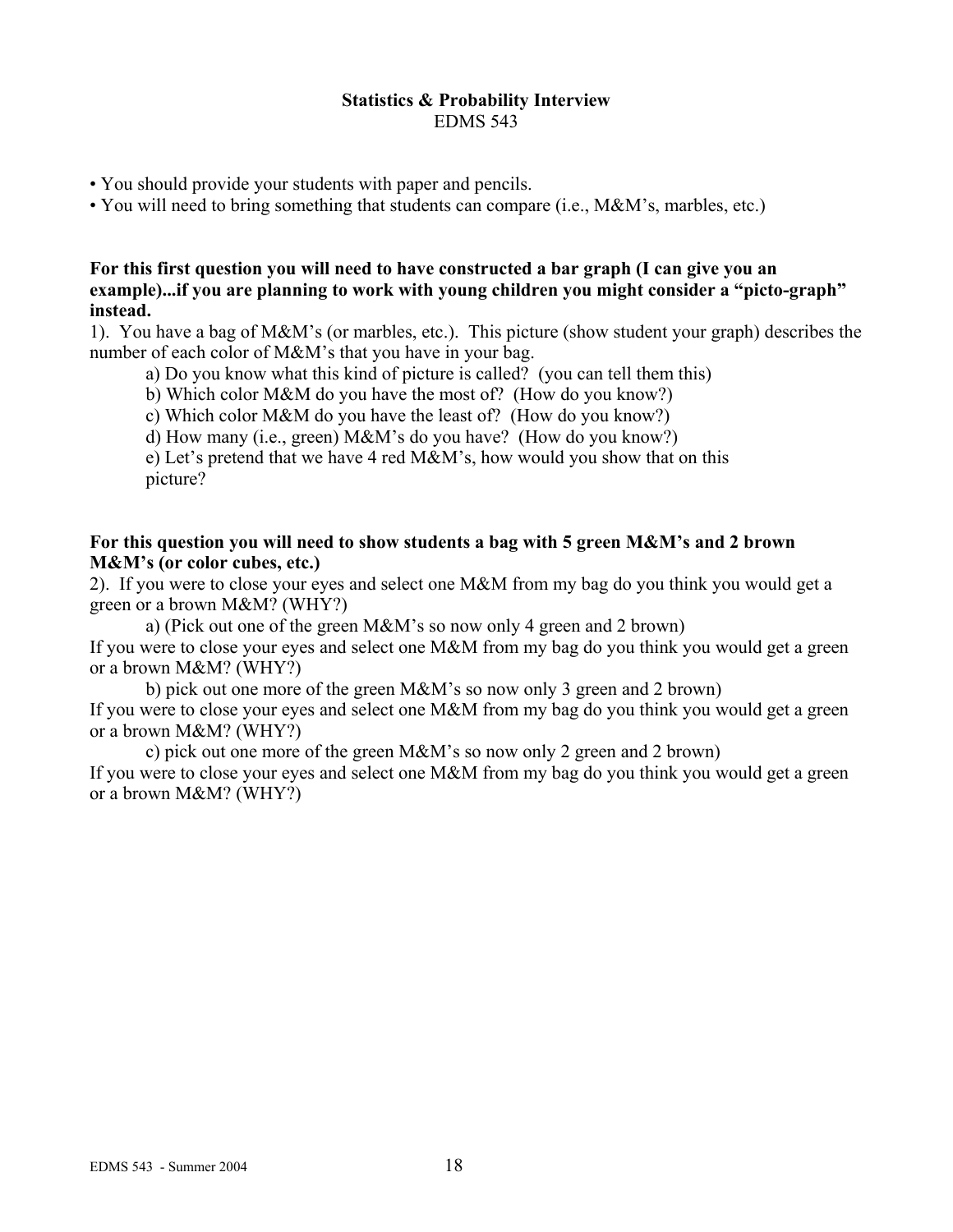# Statistics & Probability Interview

EDMS 543

- You should provide your students with paper and pencils.
- You will need to bring something that students can compare (i.e., M&M's, marbles, etc.)

**For this first question you will need to have constructed a bar graph (I can give you an example)...if you are planning to work with young children you might consider a "picto-graph" instead.**

1). You have a bag of M&M's (or marbles, etc.). This picture (show student your graph) describes the number of each color of M&M's that you have in your bag.

a) Do you know what this kind of picture is called? (you can tell them this)

b) Which color M&M do you have the most of? (How do you know?)

c) Which color M&M do you have the least of? (How do you know?)

d) How many (i.e., green) M&M's do you have? (How do you know?)

e) Let's pretend that we have 4 red M&M's, how would you show that on this picture?

**For this question you will need to show students a bag with 5 green M&M's and 2 brown M&M's (or color cubes, etc.)**

2). If you were to close your eyes and select one M&M from my bag do you think you would get a green or a brown M&M? (WHY?)

a) (Pick out one of the green M&M's so now only 4 green and 2 brown)

If you were to close your eyes and select one M&M from my bag do you think you would get a green or a brown M&M? (WHY?)

b) pick out one more of the green M&M's so now only 3 green and 2 brown)

If you were to close your eyes and select one M&M from my bag do you think you would get a green or a brown M&M? (WHY?)

c) pick out one more of the green M&M's so now only 2 green and 2 brown)

If you were to close your eyes and select one M&M from my bag do you think you would get a green or a brown M&M? (WHY?)